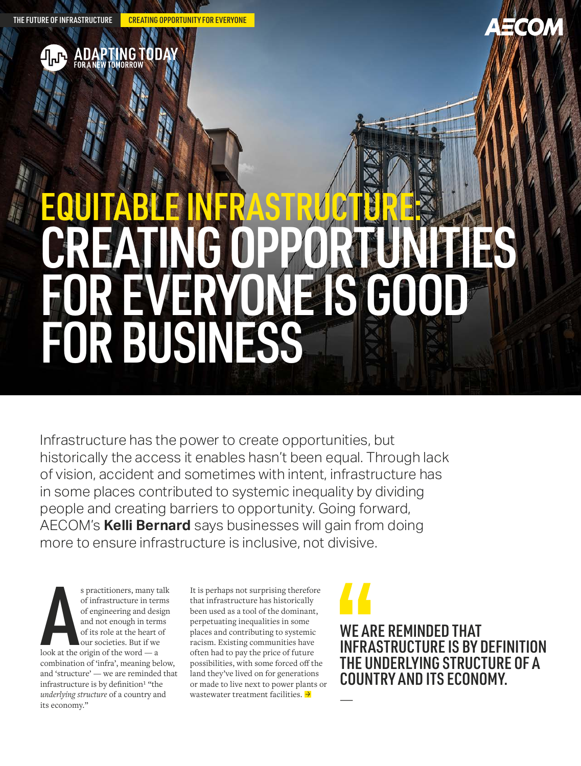THE FUTURE OF INFRASTRUCTURE | CREATING OPPORTUNITY FOR EVERYONE

ADAPTING TODAY FOR A NEW TOMORROW

# EQUITABLE INFRASTRUCTURE: CREATING OPPORTUNITIES FOR EVERYONE IS GOOD FOR BUSINESS

Infrastructure has the power to create opportunities, but historically the access it enables hasn't been equal. Through lack of vision, accident and sometimes with intent, infrastructure has in some places contributed to systemic inequality by dividing people and creating barriers to opportunity. Going forward, AECOM's **Kelli Bernard** says businesses will gain from doing more to ensure infrastructure is inclusive, not divisive.

As practitioners, many talk of infrastructure in terms of engineering and design and not enough in terms of its role at the heart of our societies. But if we look at the origin of the word — a combination of 'infra', meaning below, and 'structure' — we are reminded that infrastructure is by definition[1] "the *underlying structure* of a country and its economy."

It is perhaps not surprising therefore that infrastructure has historically been used as a tool of the dominant, perpetuating inequalities in some places and contributing to systemic racism. Existing communities have often had to pay the price of future possibilities, with some forced off the land they've lived on for generations or made to live next to power plants or wastewater treatment facilities. →

> WE ARE REMINDED THAT INFRASTRUCTURE IS BY DEFINITION THE UNDERLYING STRUCTURE OF A COUNTRY AND ITS ECONOMY.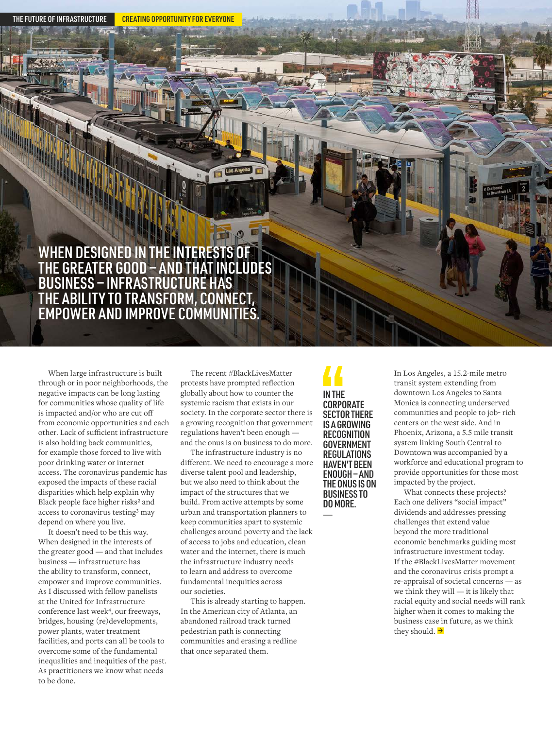THE FUTURE OF INFRASTRUCTURE | CREATING OPPORTUNITY FOR EVERYONE

## WHEN DESIGNED IN THE INTERESTS OF THE GREATER GOOD – AND THAT INCLUDES BUSINESS – INFRASTRUCTURE HAS THE ABILITY TO TRANSFORM, CONNECT, EMPOWER AND IMPROVE COMMUNITIES.

When large infrastructure is built through or in poor neighborhoods, the negative impacts can be long lasting for communities whose quality of life is impacted and/or who are cut off from economic opportunities and each other. Lack of sufficient infrastructure is also holding back communities, for example those forced to live with poor drinking water or internet access. The coronavirus pandemic has exposed the impacts of these racial disparities which help explain why Black people face higher risks[2] and access to coronavirus testing[3] may depend on where you live.

It doesn't need to be this way. When designed in the interests of the greater good — and that includes business — infrastructure has the ability to transform, connect, empower and improve communities. As I discussed with fellow panelists at the United for Infrastructure conference last week[4], our freeways, bridges, housing (re)developments, power plants, water treatment facilities, and ports can all be tools to overcome some of the fundamental inequalities and inequities of the past. As practitioners we know what needs to be done.

The recent #BlackLivesMatter protests have prompted reflection globally about how to counter the systemic racism that exists in our society. In the corporate sector there is a growing recognition that government regulations haven't been enough — and the onus is on business to do more.

The infrastructure industry is no different. We need to encourage a more diverse talent pool and leadership, but we also need to think about the impact of the structures that we build. From active attempts by some urban and transportation planners to keep communities apart to systemic challenges around poverty and the lack of access to jobs and education, clean water and the internet, there is much the infrastructure industry needs to learn and address to overcome fundamental inequities across our societies.

This is already starting to happen. In the American city of Atlanta, an abandoned railroad track turned pedestrian path is connecting communities and erasing a redline that once separated them.

> **IN THE CORPORATE SECTOR THERE IS A GROWING RECOGNITION GOVERNMENT REGULATIONS HAVEN'T BEEN ENOUGH – AND THE ONUS IS ON BUSINESS TO DO MORE.**

In Los Angeles, a 15.2-mile metro transit system extending from downtown Los Angeles to Santa Monica is connecting underserved communities and people to job- rich centers on the west side. And in Phoenix, Arizona, a 5.5 mile transit system linking South Central to Downtown was accompanied by a workforce and educational program to provide opportunities for those most impacted by the project.

What connects these projects? Each one delivers "social impact" dividends and addresses pressing challenges that extend value beyond the more traditional economic benchmarks guiding most infrastructure investment today. If the #BlackLivesMatter movement and the coronavirus crisis prompt a re-appraisal of societal concerns — as we think they will — it is likely that racial equity and social needs will rank higher when it comes to making the business case in future, as we think they should.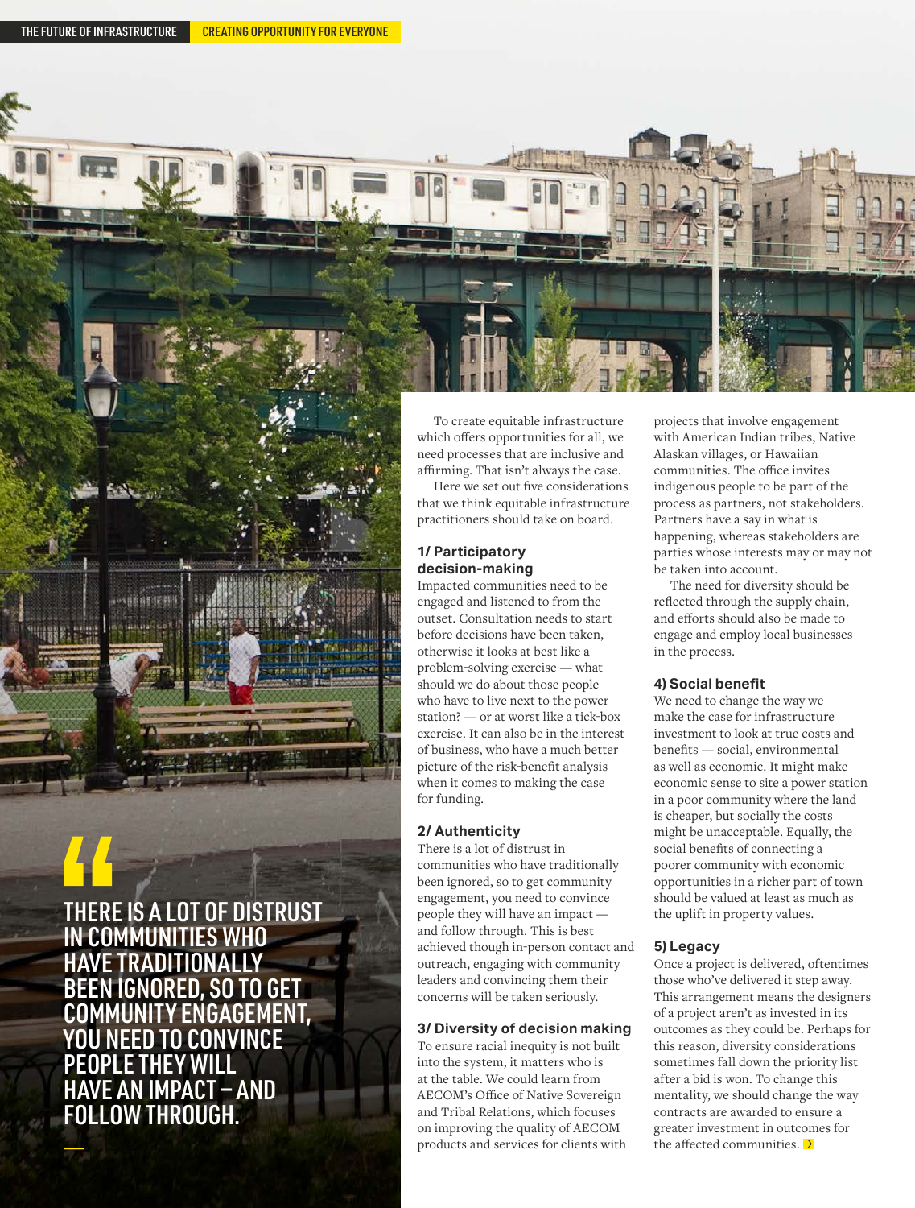> THERE IS A LOT OF DISTRUST IN COMMUNITIES WHO HAVE TRADITIONALLY BEEN IGNORED, SO TO GET COMMUNITY ENGAGEMENT, YOU NEED TO CONVINCE PEOPLE THEY WILL HAVE AN IMPACT – AND FOLLOW THROUGH.

To create equitable infrastructure which offers opportunities for all, we need processes that are inclusive and affirming. That isn't always the case.

Here we set out five considerations that we think equitable infrastructure practitioners should take on board.

### 1/ Participatory decision-making

Impacted communities need to be engaged and listened to from the outset. Consultation needs to start before decisions have been taken, otherwise it looks at best like a problem-solving exercise — what should we do about those people who have to live next to the power station? — or at worst like a tick-box exercise. It can also be in the interest of business, who have a much better picture of the risk-benefit analysis when it comes to making the case for funding.

### 2/ Authenticity

There is a lot of distrust in communities who have traditionally been ignored, so to get community engagement, you need to convince people they will have an impact — and follow through. This is best achieved though in-person contact and outreach, engaging with community leaders and convincing them their concerns will be taken seriously.

### 3/ Diversity of decision making

To ensure racial inequity is not built into the system, it matters who is at the table. We could learn from AECOM's Office of Native Sovereign and Tribal Relations, which focuses on improving the quality of AECOM products and services for clients with projects that involve engagement with American Indian tribes, Native Alaskan villages, or Hawaiian communities. The office invites indigenous people to be part of the process as partners, not stakeholders. Partners have a say in what is happening, whereas stakeholders are parties whose interests may or may not be taken into account.

The need for diversity should be reflected through the supply chain, and efforts should also be made to engage and employ local businesses in the process.

### 4) Social benefit

We need to change the way we make the case for infrastructure investment to look at true costs and benefits — social, environmental as well as economic. It might make economic sense to site a power station in a poor community where the land is cheaper, but socially the costs might be unacceptable. Equally, the social benefits of connecting a poorer community with economic opportunities in a richer part of town should be valued at least as much as the uplift in property values.

### 5) Legacy

Once a project is delivered, oftentimes those who've delivered it step away. This arrangement means the designers of a project aren't as invested in its outcomes as they could be. Perhaps for this reason, diversity considerations sometimes fall down the priority list after a bid is won. To change this mentality, we should change the way contracts are awarded to ensure a greater investment in outcomes for the affected communities. →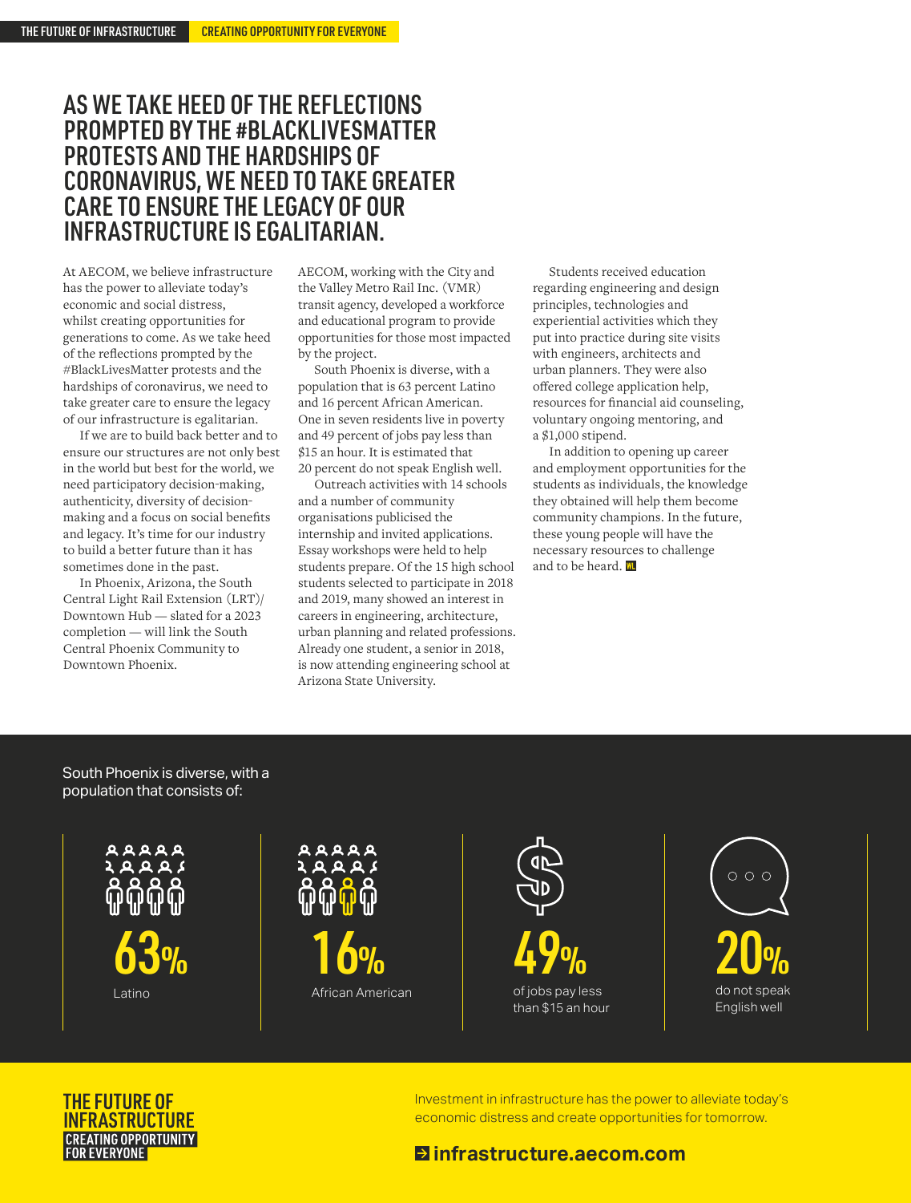# AS WE TAKE HEED OF THE REFLECTIONS PROMPTED BY THE #BLACKLIVESMATTER PROTESTS AND THE HARDSHIPS OF CORONAVIRUS, WE NEED TO TAKE GREATER CARE TO ENSURE THE LEGACY OF OUR INFRASTRUCTURE IS EGALITARIAN.

At AECOM, we believe infrastructure has the power to alleviate today's economic and social distress, whilst creating opportunities for generations to come. As we take heed of the reflections prompted by the #BlackLivesMatter protests and the hardships of coronavirus, we need to take greater care to ensure the legacy of our infrastructure is egalitarian.

If we are to build back better and to ensure our structures are not only best in the world but best for the world, we need participatory decision-making, authenticity, diversity of decision-making and a focus on social benefits and legacy. It's time for our industry to build a better future than it has sometimes done in the past.

In Phoenix, Arizona, the South Central Light Rail Extension (LRT)/ Downtown Hub — slated for a 2023 completion — will link the South Central Phoenix Community to Downtown Phoenix.

AECOM, working with the City and the Valley Metro Rail Inc. (VMR) transit agency, developed a workforce and educational program to provide opportunities for those most impacted by the project.

South Phoenix is diverse, with a population that is 63 percent Latino and 16 percent African American. One in seven residents live in poverty and 49 percent of jobs pay less than $15 an hour. It is estimated that 20 percent do not speak English well.

Outreach activities with 14 schools and a number of community organisations publicised the internship and invited applications. Essay workshops were held to help students prepare. Of the 15 high school students selected to participate in 2018 and 2019, many showed an interest in careers in engineering, architecture, urban planning and related professions. Already one student, a senior in 2018, is now attending engineering school at Arizona State University.

Students received education regarding engineering and design principles, technologies and experiential activities which they put into practice during site visits with engineers, architects and urban planners. They were also offered college application help, resources for financial aid counseling, voluntary ongoing mentoring, and a $1,000 stipend.

In addition to opening up career and employment opportunities for the students as individuals, the knowledge they obtained will help them become community champions. In the future, these young people will have the necessary resources to challenge and to be heard.

South Phoenix is diverse, with a population that consists of:

63%
Latino

16%
African American

49%
of jobs pay less than $15 an hour

20%
do not speak English well

**THE FUTURE OF INFRASTRUCTURE**
**CREATING OPPORTUNITY FOR EVERYONE**

Investment in infrastructure has the power to alleviate today's economic distress and create opportunities for tomorrow.

**infrastructure.aecom.com**